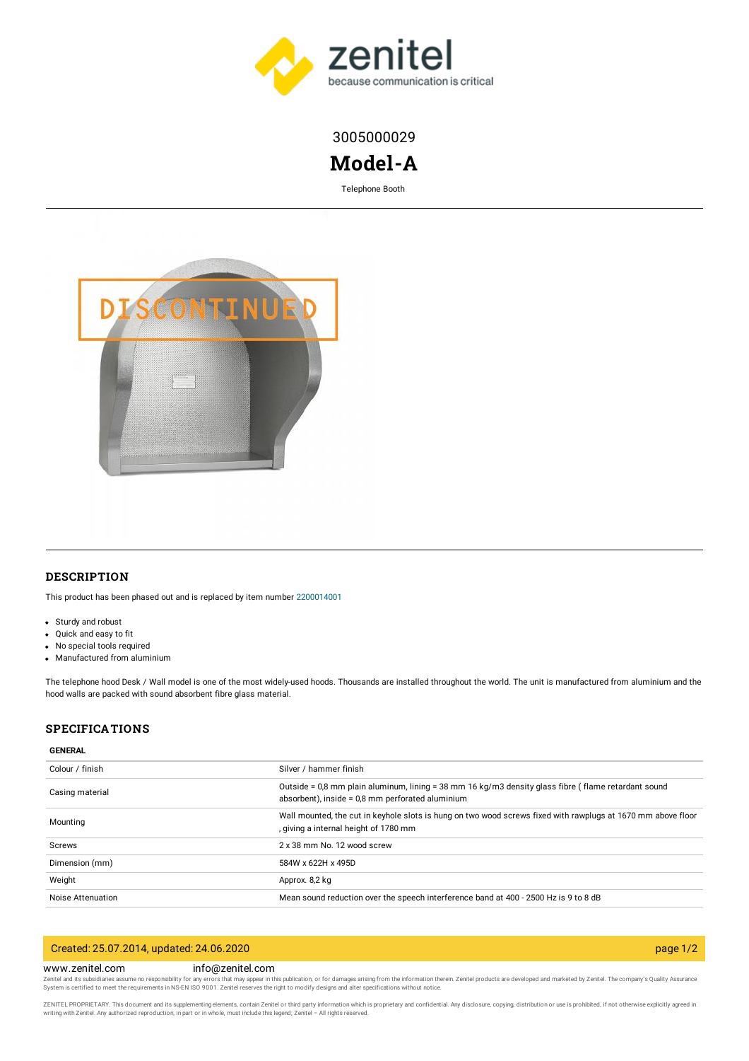3005000029

# Model-A

Telephone Booth

## DESCRIPTION

This product has been phased out and is replaced by item number 2200014001

- Sturdy and robust
- Quick and easy to fit
- No special tools required
- Manufactured from aluminium

The telephone hood Desk / Wall model is one of the most widely-used hoods. Thousands are installed throughout the world. The unit is manufactured from aluminium and the hood walls are packed with sound absorbent fibre glass material.

## SPECIFICATIONS

### GENERAL

| | |
|---|---|
| Colour / finish | Silver / hammer finish |
| Casing material | Outside = 0,8 mm plain aluminum, lining = 38 mm 16 kg/m3 density glass fibre ( flame retardant sound absorbent), inside = 0,8 mm perforated aluminium |
| Mounting | Wall mounted, the cut in keyhole slots is hung on two wood screws fixed with rawplugs at 1670 mm above floor , giving a internal height of 1780 mm |
| Screws | 2 x 38 mm No. 12 wood screw |
| Dimension (mm) | 584W x 622H x 495D |
| Weight | Approx. 8,2 kg |
| Noise Attenuation | Mean sound reduction over the speech interference band at 400 - 2500 Hz is 9 to 8 dB |

Created: 25.07.2014, updated: 24.06.2020

www.zenitel.com info@zenitel.com

Zenitel and its subsidiaries assume no responsibility for any errors that may appear in this publication, or for damages arising from the information therein. Zenitel products are developed and marketed by Zenitel. The company's Quality Assurance System is certified to meet the requirements in NS-EN ISO 9001. Zenitel reserves the right to modify designs and alter specifications without notice.

ZENITEL PROPRIETARY. This document and its supplementing elements, contain Zenitel or third party information which is proprietary and confidential. Any disclosure, copying, distribution or use is prohibited, if not otherwise explicitly agreed in writing with Zenitel. Any authorized reproduction, in part or in whole, must include this legend; Zenitel – All rights reserved.